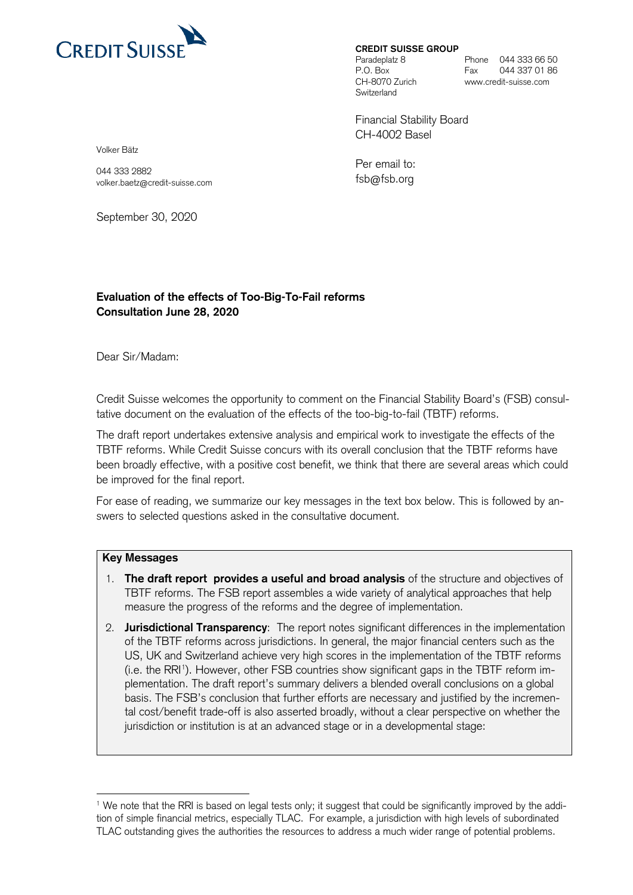CREDIT SUISSE

**CREDIT SUISSE GROUP**
Paradeplatz 8
P.O. Box
CH-8070 Zurich
Switzerland

Phone 044 333 66 50
Fax 044 337 01 86
www.credit-suisse.com

Financial Stability Board
CH-4002 Basel

Per email to:
fsb@fsb.org

Volker Bätz

044 333 2882
volker.baetz@credit-suisse.com

September 30, 2020

**Evaluation of the effects of Too-Big-To-Fail reforms**
**Consultation June 28, 2020**

Dear Sir/Madam:

Credit Suisse welcomes the opportunity to comment on the Financial Stability Board's (FSB) consultative document on the evaluation of the effects of the too-big-to-fail (TBTF) reforms.

The draft report undertakes extensive analysis and empirical work to investigate the effects of the TBTF reforms. While Credit Suisse concurs with its overall conclusion that the TBTF reforms have been broadly effective, with a positive cost benefit, we think that there are several areas which could be improved for the final report.

For ease of reading, we summarize our key messages in the text box below. This is followed by answers to selected questions asked in the consultative document.

**Key Messages**

1. **The draft report provides a useful and broad analysis** of the structure and objectives of TBTF reforms. The FSB report assembles a wide variety of analytical approaches that help measure the progress of the reforms and the degree of implementation.
2. **Jurisdictional Transparency**: The report notes significant differences in the implementation of the TBTF reforms across jurisdictions. In general, the major financial centers such as the US, UK and Switzerland achieve very high scores in the implementation of the TBTF reforms (i.e. the RRI[1]). However, other FSB countries show significant gaps in the TBTF reform implementation. The draft report's summary delivers a blended overall conclusions on a global basis. The FSB's conclusion that further efforts are necessary and justified by the incremental cost/benefit trade-off is also asserted broadly, without a clear perspective on whether the jurisdiction or institution is at an advanced stage or in a developmental stage:

[1] We note that the RRI is based on legal tests only; it suggest that could be significantly improved by the addition of simple financial metrics, especially TLAC. For example, a jurisdiction with high levels of subordinated TLAC outstanding gives the authorities the resources to address a much wider range of potential problems.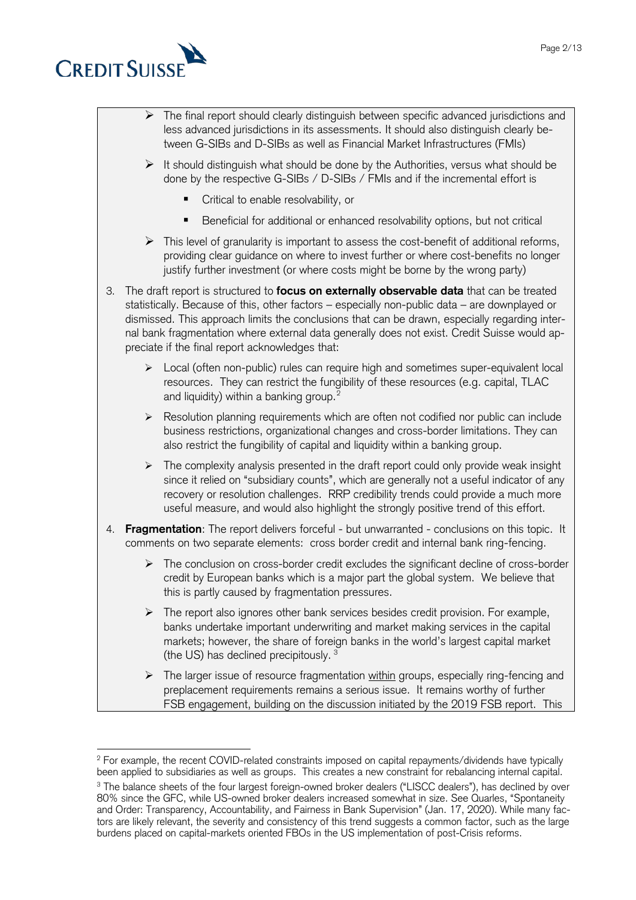- The final report should clearly distinguish between specific advanced jurisdictions and less advanced jurisdictions in its assessments. It should also distinguish clearly between G-SIBs and D-SIBs as well as Financial Market Infrastructures (FMIs)
- It should distinguish what should be done by the Authorities, versus what should be done by the respective G-SIBs / D-SIBs / FMIs and if the incremental effort is
  - Critical to enable resolvability, or
  - Beneficial for additional or enhanced resolvability options, but not critical
- This level of granularity is important to assess the cost-benefit of additional reforms, providing clear guidance on where to invest further or where cost-benefits no longer justify further investment (or where costs might be borne by the wrong party)

3. The draft report is structured to **focus on externally observable data** that can be treated statistically. Because of this, other factors – especially non-public data – are downplayed or dismissed. This approach limits the conclusions that can be drawn, especially regarding internal bank fragmentation where external data generally does not exist. Credit Suisse would appreciate if the final report acknowledges that:
   - Local (often non-public) rules can require high and sometimes super-equivalent local resources. They can restrict the fungibility of these resources (e.g. capital, TLAC and liquidity) within a banking group.[2]
   - Resolution planning requirements which are often not codified nor public can include business restrictions, organizational changes and cross-border limitations. They can also restrict the fungibility of capital and liquidity within a banking group.
   - The complexity analysis presented in the draft report could only provide weak insight since it relied on "subsidiary counts", which are generally not a useful indicator of any recovery or resolution challenges. RRP credibility trends could provide a much more useful measure, and would also highlight the strongly positive trend of this effort.
4. **Fragmentation**: The report delivers forceful - but unwarranted - conclusions on this topic. It comments on two separate elements: cross border credit and internal bank ring-fencing.
   - The conclusion on cross-border credit excludes the significant decline of cross-border credit by European banks which is a major part the global system. We believe that this is partly caused by fragmentation pressures.
   - The report also ignores other bank services besides credit provision. For example, banks undertake important underwriting and market making services in the capital markets; however, the share of foreign banks in the world's largest capital market (the US) has declined precipitously.[3]
   - The larger issue of resource fragmentation within groups, especially ring-fencing and preplacement requirements remains a serious issue. It remains worthy of further FSB engagement, building on the discussion initiated by the 2019 FSB report. This

---

[2] For example, the recent COVID-related constraints imposed on capital repayments/dividends have typically been applied to subsidiaries as well as groups. This creates a new constraint for rebalancing internal capital.

[3] The balance sheets of the four largest foreign-owned broker dealers ("LISCC dealers"), has declined by over 80% since the GFC, while US-owned broker dealers increased somewhat in size. See Quarles, "Spontaneity and Order: Transparency, Accountability, and Fairness in Bank Supervision" (Jan. 17, 2020). While many factors are likely relevant, the severity and consistency of this trend suggests a common factor, such as the large burdens placed on capital-markets oriented FBOs in the US implementation of post-Crisis reforms.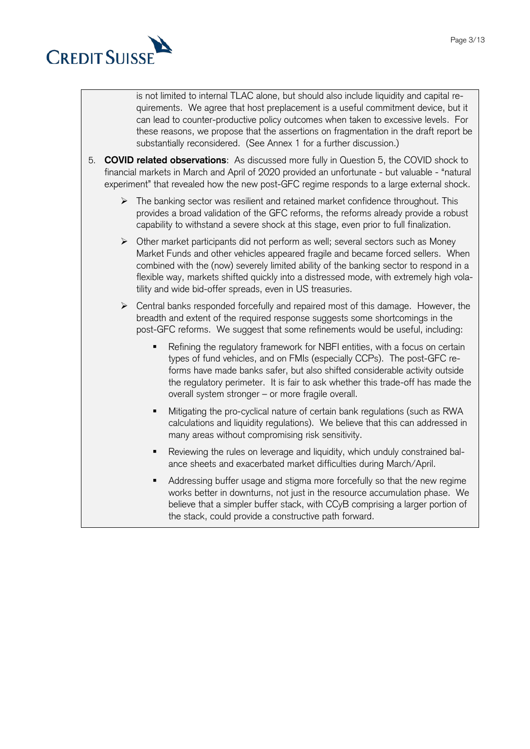is not limited to internal TLAC alone, but should also include liquidity and capital requirements. We agree that host preplacement is a useful commitment device, but it can lead to counter-productive policy outcomes when taken to excessive levels. For these reasons, we propose that the assertions on fragmentation in the draft report be substantially reconsidered. (See Annex 1 for a further discussion.)

5. **COVID related observations**: As discussed more fully in Question 5, the COVID shock to financial markets in March and April of 2020 provided an unfortunate - but valuable - "natural experiment" that revealed how the new post-GFC regime responds to a large external shock.

   - The banking sector was resilient and retained market confidence throughout. This provides a broad validation of the GFC reforms, the reforms already provide a robust capability to withstand a severe shock at this stage, even prior to full finalization.
   - Other market participants did not perform as well; several sectors such as Money Market Funds and other vehicles appeared fragile and became forced sellers. When combined with the (now) severely limited ability of the banking sector to respond in a flexible way, markets shifted quickly into a distressed mode, with extremely high volatility and wide bid-offer spreads, even in US treasuries.
   - Central banks responded forcefully and repaired most of this damage. However, the breadth and extent of the required response suggests some shortcomings in the post-GFC reforms. We suggest that some refinements would be useful, including:
     - Refining the regulatory framework for NBFI entities, with a focus on certain types of fund vehicles, and on FMIs (especially CCPs). The post-GFC reforms have made banks safer, but also shifted considerable activity outside the regulatory perimeter. It is fair to ask whether this trade-off has made the overall system stronger – or more fragile overall.
     - Mitigating the pro-cyclical nature of certain bank regulations (such as RWA calculations and liquidity regulations). We believe that this can addressed in many areas without compromising risk sensitivity.
     - Reviewing the rules on leverage and liquidity, which unduly constrained balance sheets and exacerbated market difficulties during March/April.
     - Addressing buffer usage and stigma more forcefully so that the new regime works better in downturns, not just in the resource accumulation phase. We believe that a simpler buffer stack, with CCyB comprising a larger portion of the stack, could provide a constructive path forward.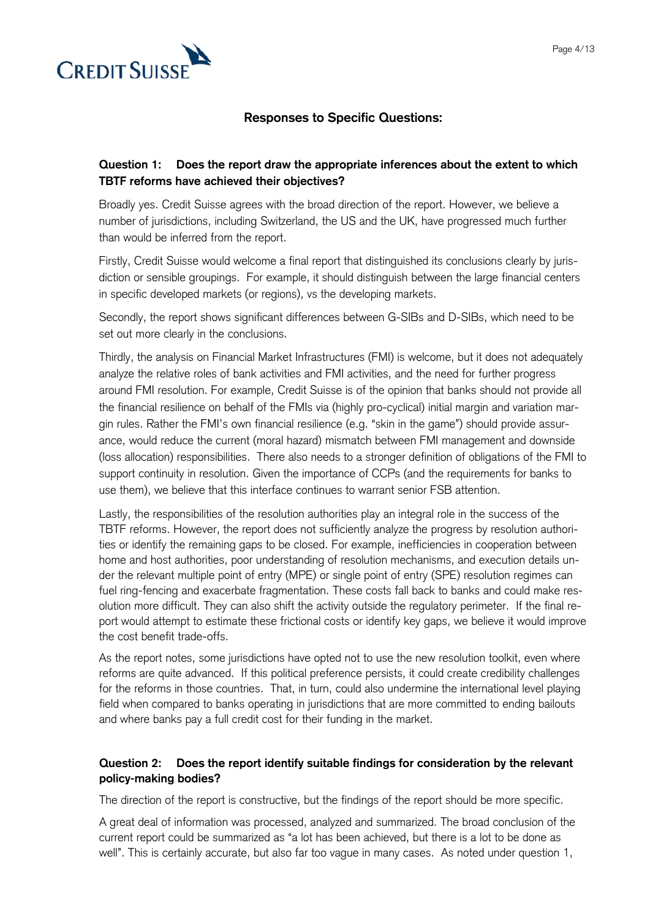## Responses to Specific Questions:

### Question 1: Does the report draw the appropriate inferences about the extent to which TBTF reforms have achieved their objectives?

Broadly yes. Credit Suisse agrees with the broad direction of the report. However, we believe a number of jurisdictions, including Switzerland, the US and the UK, have progressed much further than would be inferred from the report.

Firstly, Credit Suisse would welcome a final report that distinguished its conclusions clearly by jurisdiction or sensible groupings. For example, it should distinguish between the large financial centers in specific developed markets (or regions), vs the developing markets.

Secondly, the report shows significant differences between G-SIBs and D-SIBs, which need to be set out more clearly in the conclusions.

Thirdly, the analysis on Financial Market Infrastructures (FMI) is welcome, but it does not adequately analyze the relative roles of bank activities and FMI activities, and the need for further progress around FMI resolution. For example, Credit Suisse is of the opinion that banks should not provide all the financial resilience on behalf of the FMIs via (highly pro-cyclical) initial margin and variation margin rules. Rather the FMI's own financial resilience (e.g. "skin in the game") should provide assurance, would reduce the current (moral hazard) mismatch between FMI management and downside (loss allocation) responsibilities. There also needs to a stronger definition of obligations of the FMI to support continuity in resolution. Given the importance of CCPs (and the requirements for banks to use them), we believe that this interface continues to warrant senior FSB attention.

Lastly, the responsibilities of the resolution authorities play an integral role in the success of the TBTF reforms. However, the report does not sufficiently analyze the progress by resolution authorities or identify the remaining gaps to be closed. For example, inefficiencies in cooperation between home and host authorities, poor understanding of resolution mechanisms, and execution details under the relevant multiple point of entry (MPE) or single point of entry (SPE) resolution regimes can fuel ring-fencing and exacerbate fragmentation. These costs fall back to banks and could make resolution more difficult. They can also shift the activity outside the regulatory perimeter. If the final report would attempt to estimate these frictional costs or identify key gaps, we believe it would improve the cost benefit trade-offs.

As the report notes, some jurisdictions have opted not to use the new resolution toolkit, even where reforms are quite advanced. If this political preference persists, it could create credibility challenges for the reforms in those countries. That, in turn, could also undermine the international level playing field when compared to banks operating in jurisdictions that are more committed to ending bailouts and where banks pay a full credit cost for their funding in the market.

### Question 2: Does the report identify suitable findings for consideration by the relevant policy-making bodies?

The direction of the report is constructive, but the findings of the report should be more specific.

A great deal of information was processed, analyzed and summarized. The broad conclusion of the current report could be summarized as "a lot has been achieved, but there is a lot to be done as well". This is certainly accurate, but also far too vague in many cases. As noted under question 1,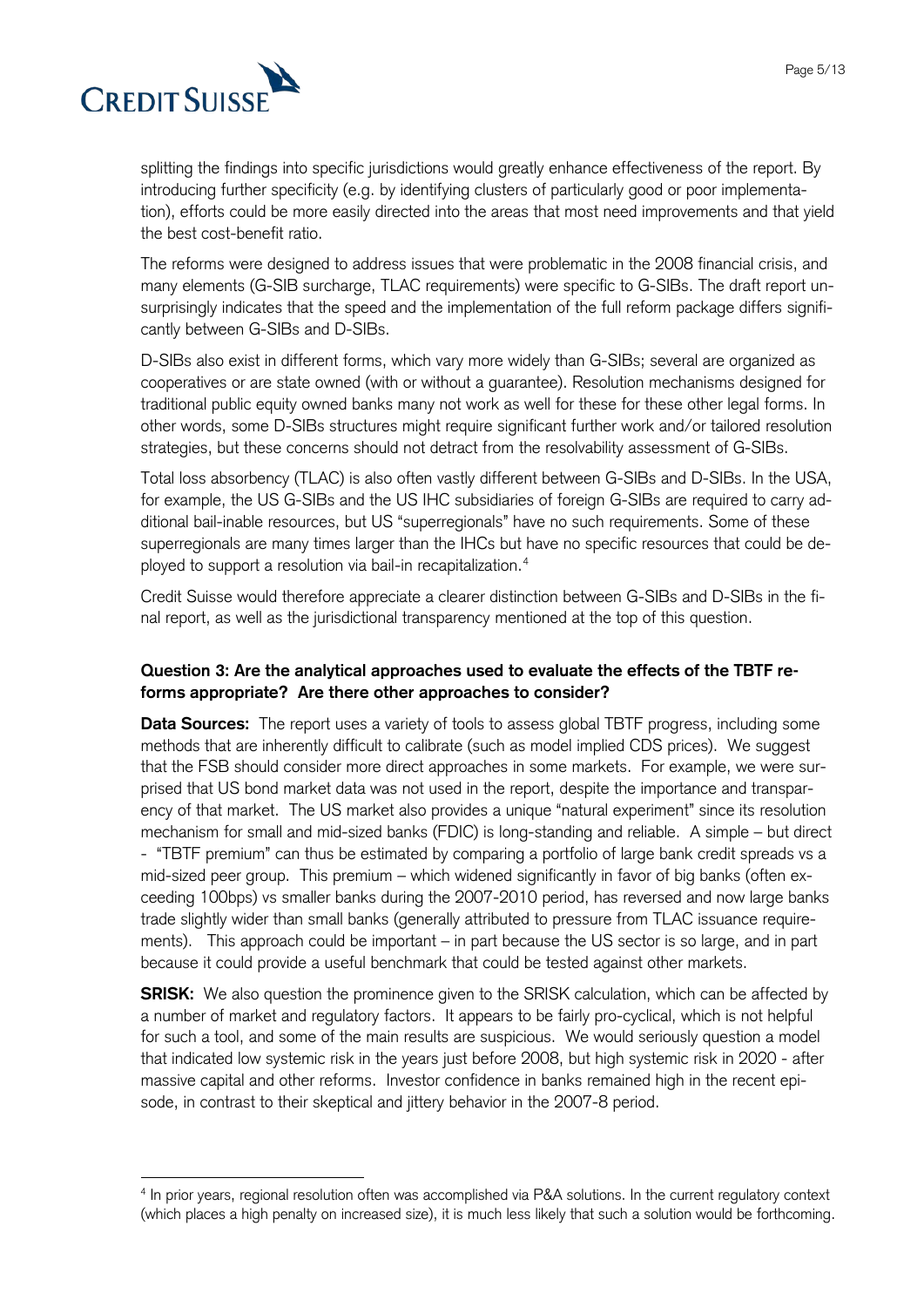splitting the findings into specific jurisdictions would greatly enhance effectiveness of the report. By introducing further specificity (e.g. by identifying clusters of particularly good or poor implementation), efforts could be more easily directed into the areas that most need improvements and that yield the best cost-benefit ratio.

The reforms were designed to address issues that were problematic in the 2008 financial crisis, and many elements (G-SIB surcharge, TLAC requirements) were specific to G-SIBs. The draft report unsurprisingly indicates that the speed and the implementation of the full reform package differs significantly between G-SIBs and D-SIBs.

D-SIBs also exist in different forms, which vary more widely than G-SIBs; several are organized as cooperatives or are state owned (with or without a guarantee). Resolution mechanisms designed for traditional public equity owned banks many not work as well for these for these other legal forms. In other words, some D-SIBs structures might require significant further work and/or tailored resolution strategies, but these concerns should not detract from the resolvability assessment of G-SIBs.

Total loss absorbency (TLAC) is also often vastly different between G-SIBs and D-SIBs. In the USA, for example, the US G-SIBs and the US IHC subsidiaries of foreign G-SIBs are required to carry additional bail-inable resources, but US "superregionals" have no such requirements. Some of these superregionals are many times larger than the IHCs but have no specific resources that could be deployed to support a resolution via bail-in recapitalization.[4]

Credit Suisse would therefore appreciate a clearer distinction between G-SIBs and D-SIBs in the final report, as well as the jurisdictional transparency mentioned at the top of this question.

**Question 3: Are the analytical approaches used to evaluate the effects of the TBTF reforms appropriate? Are there other approaches to consider?**

**Data Sources:** The report uses a variety of tools to assess global TBTF progress, including some methods that are inherently difficult to calibrate (such as model implied CDS prices). We suggest that the FSB should consider more direct approaches in some markets. For example, we were surprised that US bond market data was not used in the report, despite the importance and transparency of that market. The US market also provides a unique "natural experiment" since its resolution mechanism for small and mid-sized banks (FDIC) is long-standing and reliable. A simple – but direct - "TBTF premium" can thus be estimated by comparing a portfolio of large bank credit spreads vs a mid-sized peer group. This premium – which widened significantly in favor of big banks (often exceeding 100bps) vs smaller banks during the 2007-2010 period, has reversed and now large banks trade slightly wider than small banks (generally attributed to pressure from TLAC issuance requirements). This approach could be important – in part because the US sector is so large, and in part because it could provide a useful benchmark that could be tested against other markets.

**SRISK:** We also question the prominence given to the SRISK calculation, which can be affected by a number of market and regulatory factors. It appears to be fairly pro-cyclical, which is not helpful for such a tool, and some of the main results are suspicious. We would seriously question a model that indicated low systemic risk in the years just before 2008, but high systemic risk in 2020 - after massive capital and other reforms. Investor confidence in banks remained high in the recent episode, in contrast to their skeptical and jittery behavior in the 2007-8 period.

---

[4] In prior years, regional resolution often was accomplished via P&A solutions. In the current regulatory context (which places a high penalty on increased size), it is much less likely that such a solution would be forthcoming.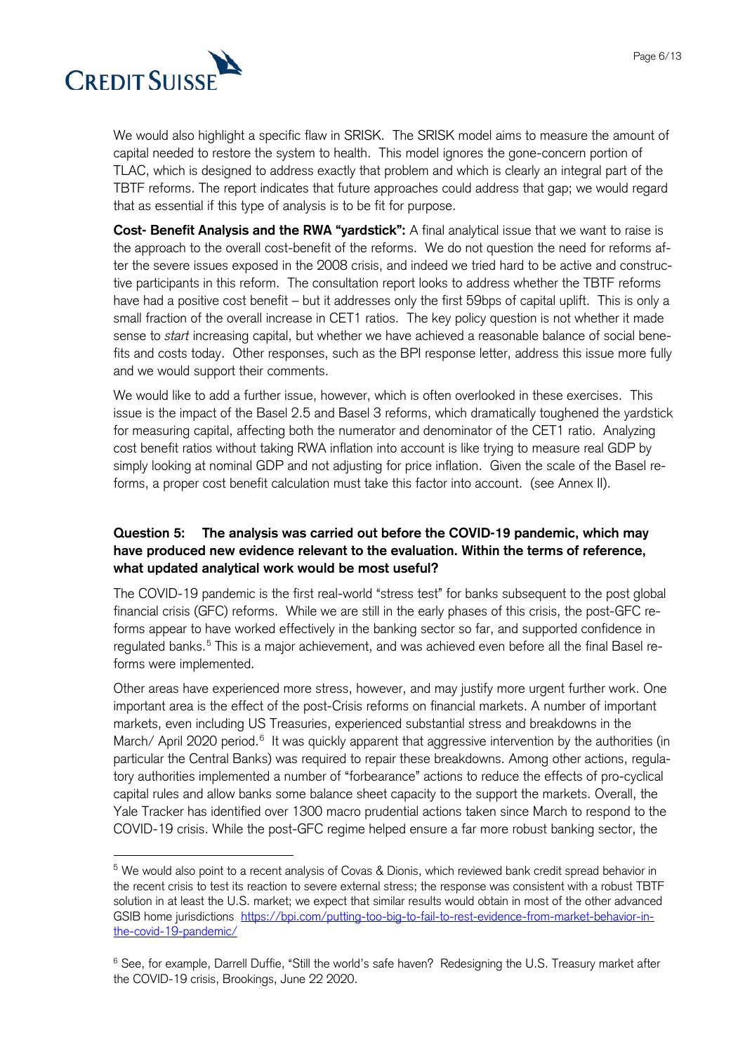We would also highlight a specific flaw in SRISK. The SRISK model aims to measure the amount of capital needed to restore the system to health. This model ignores the gone-concern portion of TLAC, which is designed to address exactly that problem and which is clearly an integral part of the TBTF reforms. The report indicates that future approaches could address that gap; we would regard that as essential if this type of analysis is to be fit for purpose.

**Cost- Benefit Analysis and the RWA "yardstick":** A final analytical issue that we want to raise is the approach to the overall cost-benefit of the reforms. We do not question the need for reforms after the severe issues exposed in the 2008 crisis, and indeed we tried hard to be active and constructive participants in this reform. The consultation report looks to address whether the TBTF reforms have had a positive cost benefit – but it addresses only the first 59bps of capital uplift. This is only a small fraction of the overall increase in CET1 ratios. The key policy question is not whether it made sense to *start* increasing capital, but whether we have achieved a reasonable balance of social benefits and costs today. Other responses, such as the BPI response letter, address this issue more fully and we would support their comments.

We would like to add a further issue, however, which is often overlooked in these exercises. This issue is the impact of the Basel 2.5 and Basel 3 reforms, which dramatically toughened the yardstick for measuring capital, affecting both the numerator and denominator of the CET1 ratio. Analyzing cost benefit ratios without taking RWA inflation into account is like trying to measure real GDP by simply looking at nominal GDP and not adjusting for price inflation. Given the scale of the Basel reforms, a proper cost benefit calculation must take this factor into account. (see Annex II).

**Question 5: The analysis was carried out before the COVID-19 pandemic, which may have produced new evidence relevant to the evaluation. Within the terms of reference, what updated analytical work would be most useful?**

The COVID-19 pandemic is the first real-world "stress test" for banks subsequent to the post global financial crisis (GFC) reforms. While we are still in the early phases of this crisis, the post-GFC reforms appear to have worked effectively in the banking sector so far, and supported confidence in regulated banks.[5] This is a major achievement, and was achieved even before all the final Basel reforms were implemented.

Other areas have experienced more stress, however, and may justify more urgent further work. One important area is the effect of the post-Crisis reforms on financial markets. A number of important markets, even including US Treasuries, experienced substantial stress and breakdowns in the March/ April 2020 period.[6] It was quickly apparent that aggressive intervention by the authorities (in particular the Central Banks) was required to repair these breakdowns. Among other actions, regulatory authorities implemented a number of "forbearance" actions to reduce the effects of pro-cyclical capital rules and allow banks some balance sheet capacity to the support the markets. Overall, the Yale Tracker has identified over 1300 macro prudential actions taken since March to respond to the COVID-19 crisis. While the post-GFC regime helped ensure a far more robust banking sector, the

---

[5] We would also point to a recent analysis of Covas & Dionis, which reviewed bank credit spread behavior in the recent crisis to test its reaction to severe external stress; the response was consistent with a robust TBTF solution in at least the U.S. market; we expect that similar results would obtain in most of the other advanced GSIB home jurisdictions https://bpi.com/putting-too-big-to-fail-to-rest-evidence-from-market-behavior-in-the-covid-19-pandemic/

[6] See, for example, Darrell Duffie, "Still the world's safe haven? Redesigning the U.S. Treasury market after the COVID-19 crisis, Brookings, June 22 2020.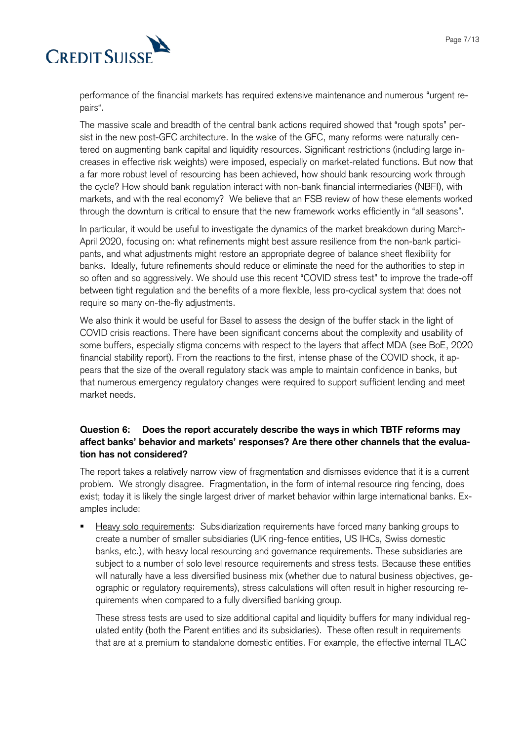performance of the financial markets has required extensive maintenance and numerous "urgent repairs".

The massive scale and breadth of the central bank actions required showed that "rough spots" persist in the new post-GFC architecture. In the wake of the GFC, many reforms were naturally centered on augmenting bank capital and liquidity resources. Significant restrictions (including large increases in effective risk weights) were imposed, especially on market-related functions. But now that a far more robust level of resourcing has been achieved, how should bank resourcing work through the cycle? How should bank regulation interact with non-bank financial intermediaries (NBFI), with markets, and with the real economy? We believe that an FSB review of how these elements worked through the downturn is critical to ensure that the new framework works efficiently in "all seasons".

In particular, it would be useful to investigate the dynamics of the market breakdown during March-April 2020, focusing on: what refinements might best assure resilience from the non-bank participants, and what adjustments might restore an appropriate degree of balance sheet flexibility for banks. Ideally, future refinements should reduce or eliminate the need for the authorities to step in so often and so aggressively. We should use this recent "COVID stress test" to improve the trade-off between tight regulation and the benefits of a more flexible, less pro-cyclical system that does not require so many on-the-fly adjustments.

We also think it would be useful for Basel to assess the design of the buffer stack in the light of COVID crisis reactions. There have been significant concerns about the complexity and usability of some buffers, especially stigma concerns with respect to the layers that affect MDA (see BoE, 2020 financial stability report). From the reactions to the first, intense phase of the COVID shock, it appears that the size of the overall regulatory stack was ample to maintain confidence in banks, but that numerous emergency regulatory changes were required to support sufficient lending and meet market needs.

**Question 6: Does the report accurately describe the ways in which TBTF reforms may affect banks' behavior and markets' responses? Are there other channels that the evaluation has not considered?**

The report takes a relatively narrow view of fragmentation and dismisses evidence that it is a current problem. We strongly disagree. Fragmentation, in the form of internal resource ring fencing, does exist; today it is likely the single largest driver of market behavior within large international banks. Examples include:

- Heavy solo requirements: Subsidiarization requirements have forced many banking groups to create a number of smaller subsidiaries (UK ring-fence entities, US IHCs, Swiss domestic banks, etc.), with heavy local resourcing and governance requirements. These subsidiaries are subject to a number of solo level resource requirements and stress tests. Because these entities will naturally have a less diversified business mix (whether due to natural business objectives, geographic or regulatory requirements), stress calculations will often result in higher resourcing requirements when compared to a fully diversified banking group.

  These stress tests are used to size additional capital and liquidity buffers for many individual regulated entity (both the Parent entities and its subsidiaries). These often result in requirements that are at a premium to standalone domestic entities. For example, the effective internal TLAC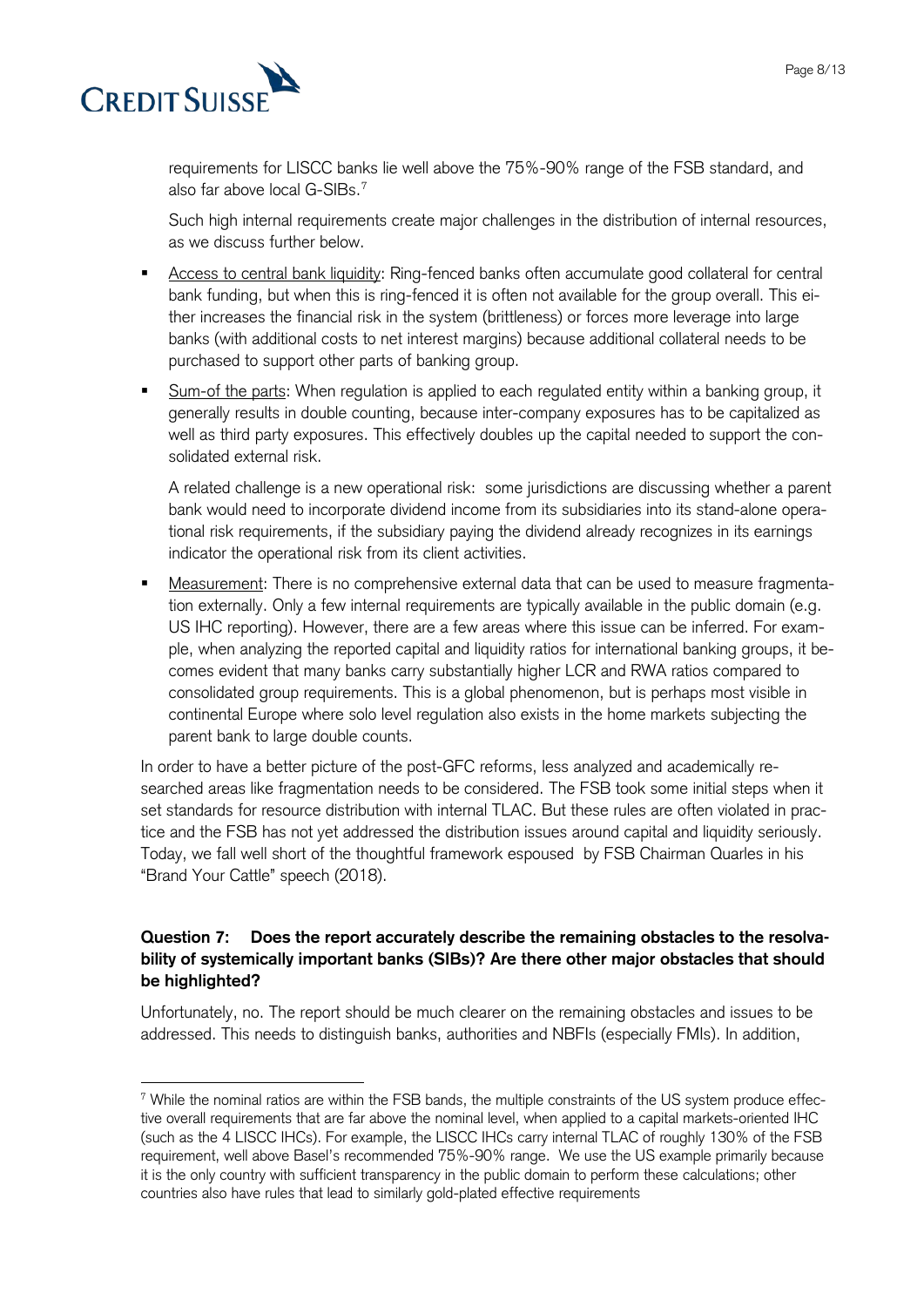requirements for LISCC banks lie well above the 75%-90% range of the FSB standard, and also far above local G-SIBs.[7]

Such high internal requirements create major challenges in the distribution of internal resources, as we discuss further below.

- Access to central bank liquidity: Ring-fenced banks often accumulate good collateral for central bank funding, but when this is ring-fenced it is often not available for the group overall. This either increases the financial risk in the system (brittleness) or forces more leverage into large banks (with additional costs to net interest margins) because additional collateral needs to be purchased to support other parts of banking group.
- Sum-of the parts: When regulation is applied to each regulated entity within a banking group, it generally results in double counting, because inter-company exposures has to be capitalized as well as third party exposures. This effectively doubles up the capital needed to support the consolidated external risk.

  A related challenge is a new operational risk: some jurisdictions are discussing whether a parent bank would need to incorporate dividend income from its subsidiaries into its stand-alone operational risk requirements, if the subsidiary paying the dividend already recognizes in its earnings indicator the operational risk from its client activities.
- Measurement: There is no comprehensive external data that can be used to measure fragmentation externally. Only a few internal requirements are typically available in the public domain (e.g. US IHC reporting). However, there are a few areas where this issue can be inferred. For example, when analyzing the reported capital and liquidity ratios for international banking groups, it becomes evident that many banks carry substantially higher LCR and RWA ratios compared to consolidated group requirements. This is a global phenomenon, but is perhaps most visible in continental Europe where solo level regulation also exists in the home markets subjecting the parent bank to large double counts.

In order to have a better picture of the post-GFC reforms, less analyzed and academically researched areas like fragmentation needs to be considered. The FSB took some initial steps when it set standards for resource distribution with internal TLAC. But these rules are often violated in practice and the FSB has not yet addressed the distribution issues around capital and liquidity seriously. Today, we fall well short of the thoughtful framework espoused by FSB Chairman Quarles in his "Brand Your Cattle" speech (2018).

**Question 7: Does the report accurately describe the remaining obstacles to the resolvability of systemically important banks (SIBs)? Are there other major obstacles that should be highlighted?**

Unfortunately, no. The report should be much clearer on the remaining obstacles and issues to be addressed. This needs to distinguish banks, authorities and NBFIs (especially FMIs). In addition,

---

[7] While the nominal ratios are within the FSB bands, the multiple constraints of the US system produce effective overall requirements that are far above the nominal level, when applied to a capital markets-oriented IHC (such as the 4 LISCC IHCs). For example, the LISCC IHCs carry internal TLAC of roughly 130% of the FSB requirement, well above Basel's recommended 75%-90% range. We use the US example primarily because it is the only country with sufficient transparency in the public domain to perform these calculations; other countries also have rules that lead to similarly gold-plated effective requirements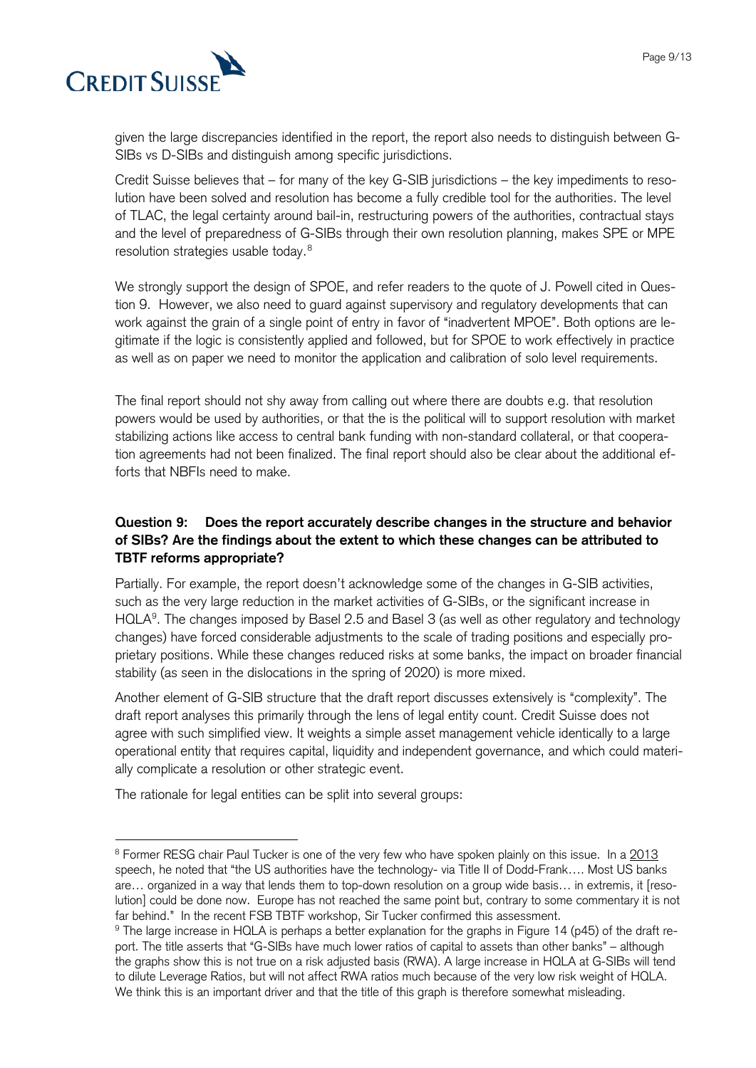given the large discrepancies identified in the report, the report also needs to distinguish between G-SIBs vs D-SIBs and distinguish among specific jurisdictions.

Credit Suisse believes that – for many of the key G-SIB jurisdictions – the key impediments to resolution have been solved and resolution has become a fully credible tool for the authorities. The level of TLAC, the legal certainty around bail-in, restructuring powers of the authorities, contractual stays and the level of preparedness of G-SIBs through their own resolution planning, makes SPE or MPE resolution strategies usable today.[8]

We strongly support the design of SPOE, and refer readers to the quote of J. Powell cited in Question 9. However, we also need to guard against supervisory and regulatory developments that can work against the grain of a single point of entry in favor of "inadvertent MPOE". Both options are legitimate if the logic is consistently applied and followed, but for SPOE to work effectively in practice as well as on paper we need to monitor the application and calibration of solo level requirements.

The final report should not shy away from calling out where there are doubts e.g. that resolution powers would be used by authorities, or that the is the political will to support resolution with market stabilizing actions like access to central bank funding with non-standard collateral, or that cooperation agreements had not been finalized. The final report should also be clear about the additional efforts that NBFIs need to make.

**Question 9: Does the report accurately describe changes in the structure and behavior of SIBs? Are the findings about the extent to which these changes can be attributed to TBTF reforms appropriate?**

Partially. For example, the report doesn't acknowledge some of the changes in G-SIB activities, such as the very large reduction in the market activities of G-SIBs, or the significant increase in HQLA[9]. The changes imposed by Basel 2.5 and Basel 3 (as well as other regulatory and technology changes) have forced considerable adjustments to the scale of trading positions and especially proprietary positions. While these changes reduced risks at some banks, the impact on broader financial stability (as seen in the dislocations in the spring of 2020) is more mixed.

Another element of G-SIB structure that the draft report discusses extensively is "complexity". The draft report analyses this primarily through the lens of legal entity count. Credit Suisse does not agree with such simplified view. It weights a simple asset management vehicle identically to a large operational entity that requires capital, liquidity and independent governance, and which could materially complicate a resolution or other strategic event.

The rationale for legal entities can be split into several groups:

---

[8] Former RESG chair Paul Tucker is one of the very few who have spoken plainly on this issue. In a 2013 speech, he noted that "the US authorities have the technology- via Title II of Dodd-Frank…. Most US banks are… organized in a way that lends them to top-down resolution on a group wide basis… in extremis, it [resolution] could be done now. Europe has not reached the same point but, contrary to some commentary it is not far behind." In the recent FSB TBTF workshop, Sir Tucker confirmed this assessment.

[9] The large increase in HQLA is perhaps a better explanation for the graphs in Figure 14 (p45) of the draft report. The title asserts that "G-SIBs have much lower ratios of capital to assets than other banks" – although the graphs show this is not true on a risk adjusted basis (RWA). A large increase in HQLA at G-SIBs will tend to dilute Leverage Ratios, but will not affect RWA ratios much because of the very low risk weight of HQLA. We think this is an important driver and that the title of this graph is therefore somewhat misleading.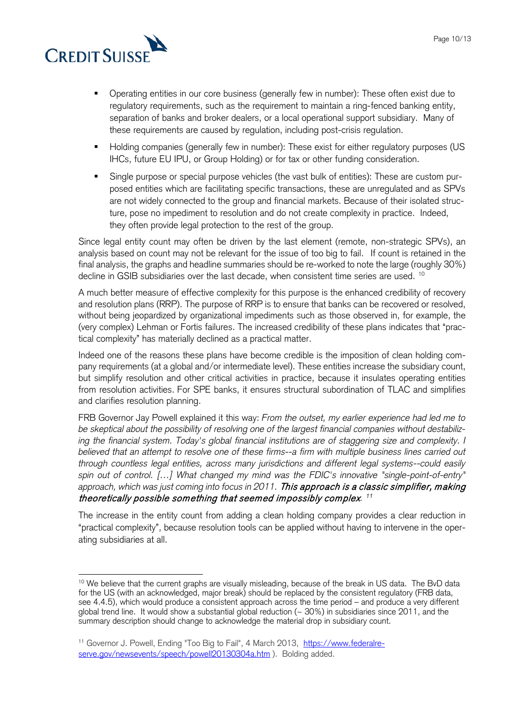- Operating entities in our core business (generally few in number): These often exist due to regulatory requirements, such as the requirement to maintain a ring-fenced banking entity, separation of banks and broker dealers, or a local operational support subsidiary. Many of these requirements are caused by regulation, including post-crisis regulation.
- Holding companies (generally few in number): These exist for either regulatory purposes (US IHCs, future EU IPU, or Group Holding) or for tax or other funding consideration.
- Single purpose or special purpose vehicles (the vast bulk of entities): These are custom purposed entities which are facilitating specific transactions, these are unregulated and as SPVs are not widely connected to the group and financial markets. Because of their isolated structure, pose no impediment to resolution and do not create complexity in practice. Indeed, they often provide legal protection to the rest of the group.

Since legal entity count may often be driven by the last element (remote, non-strategic SPVs), an analysis based on count may not be relevant for the issue of too big to fail. If count is retained in the final analysis, the graphs and headline summaries should be re-worked to note the large (roughly 30%) decline in GSIB subsidiaries over the last decade, when consistent time series are used. [10]

A much better measure of effective complexity for this purpose is the enhanced credibility of recovery and resolution plans (RRP). The purpose of RRP is to ensure that banks can be recovered or resolved, without being jeopardized by organizational impediments such as those observed in, for example, the (very complex) Lehman or Fortis failures. The increased credibility of these plans indicates that "practical complexity" has materially declined as a practical matter.

Indeed one of the reasons these plans have become credible is the imposition of clean holding company requirements (at a global and/or intermediate level). These entities increase the subsidiary count, but simplify resolution and other critical activities in practice, because it insulates operating entities from resolution activities. For SPE banks, it ensures structural subordination of TLAC and simplifies and clarifies resolution planning.

FRB Governor Jay Powell explained it this way: *From the outset, my earlier experience had led me to be skeptical about the possibility of resolving one of the largest financial companies without destabilizing the financial system. Today's global financial institutions are of staggering size and complexity. I believed that an attempt to resolve one of these firms--a firm with multiple business lines carried out through countless legal entities, across many jurisdictions and different legal systems--could easily spin out of control. […] What changed my mind was the FDIC's innovative "single-point-of-entry" approach, which was just coming into focus in 2011.* ***This approach is a classic simplifier, making theoretically possible something that seemed impossibly complex.*** [11]

The increase in the entity count from adding a clean holding company provides a clear reduction in "practical complexity", because resolution tools can be applied without having to intervene in the operating subsidiaries at all.

---

[10] We believe that the current graphs are visually misleading, because of the break in US data. The BvD data for the US (with an acknowledged, major break) should be replaced by the consistent regulatory (FRB data, see 4.4.5), which would produce a consistent approach across the time period – and produce a very different global trend line. It would show a substantial global reduction (~ 30%) in subsidiaries since 2011, and the summary description should change to acknowledge the material drop in subsidiary count.

[11] Governor J. Powell, Ending "Too Big to Fail", 4 March 2013, https://www.federalreserve.gov/newsevents/speech/powell20130304a.htm ). Bolding added.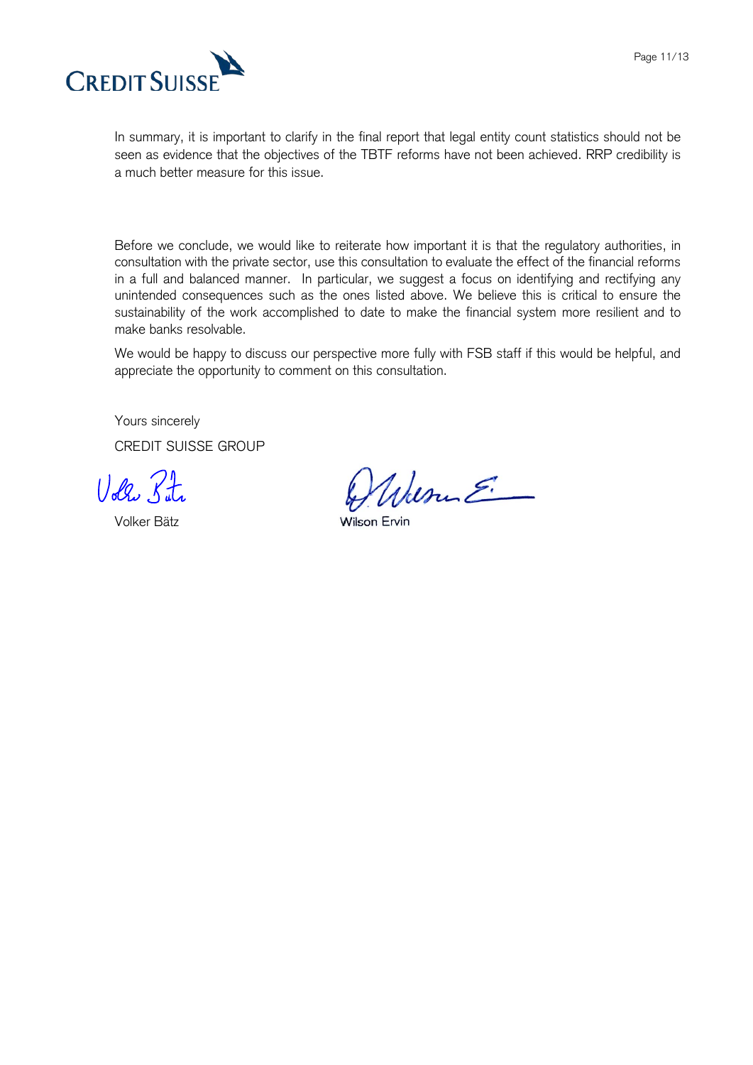In summary, it is important to clarify in the final report that legal entity count statistics should not be seen as evidence that the objectives of the TBTF reforms have not been achieved. RRP credibility is a much better measure for this issue.

Before we conclude, we would like to reiterate how important it is that the regulatory authorities, in consultation with the private sector, use this consultation to evaluate the effect of the financial reforms in a full and balanced manner. In particular, we suggest a focus on identifying and rectifying any unintended consequences such as the ones listed above. We believe this is critical to ensure the sustainability of the work accomplished to date to make the financial system more resilient and to make banks resolvable.

We would be happy to discuss our perspective more fully with FSB staff if this would be helpful, and appreciate the opportunity to comment on this consultation.

Yours sincerely

CREDIT SUISSE GROUP

Volker Bätz

Wilson Ervin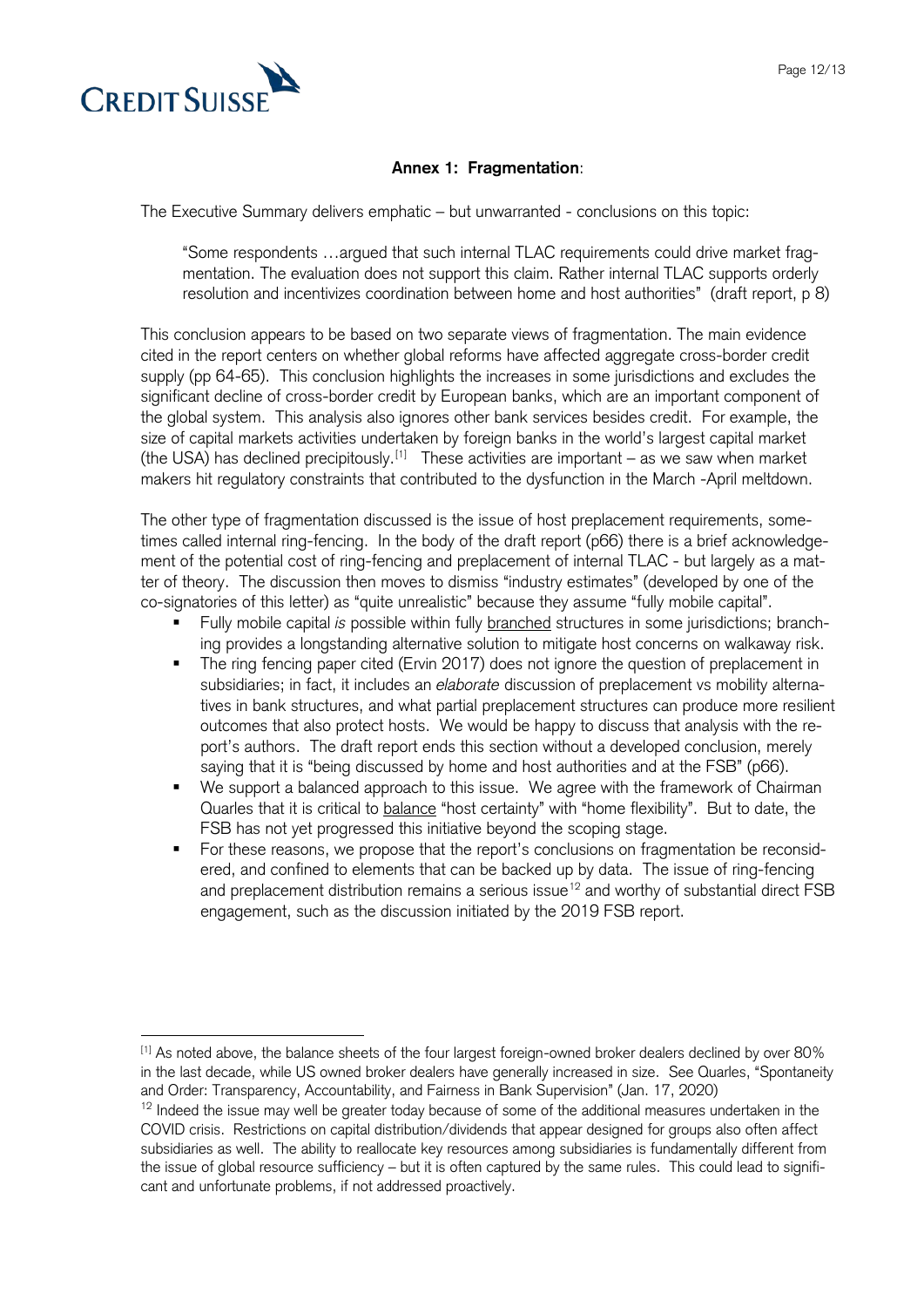**Annex 1: Fragmentation**:

The Executive Summary delivers emphatic – but unwarranted - conclusions on this topic:

> "Some respondents …argued that such internal TLAC requirements could drive market fragmentation. The evaluation does not support this claim. Rather internal TLAC supports orderly resolution and incentivizes coordination between home and host authorities" (draft report, p 8)

This conclusion appears to be based on two separate views of fragmentation. The main evidence cited in the report centers on whether global reforms have affected aggregate cross-border credit supply (pp 64-65). This conclusion highlights the increases in some jurisdictions and excludes the significant decline of cross-border credit by European banks, which are an important component of the global system. This analysis also ignores other bank services besides credit. For example, the size of capital markets activities undertaken by foreign banks in the world's largest capital market (the USA) has declined precipitously.[1] These activities are important – as we saw when market makers hit regulatory constraints that contributed to the dysfunction in the March -April meltdown.

The other type of fragmentation discussed is the issue of host preplacement requirements, sometimes called internal ring-fencing. In the body of the draft report (p66) there is a brief acknowledgement of the potential cost of ring-fencing and preplacement of internal TLAC - but largely as a matter of theory. The discussion then moves to dismiss "industry estimates" (developed by one of the co-signatories of this letter) as "quite unrealistic" because they assume "fully mobile capital".

- Fully mobile capital *is* possible within fully branched structures in some jurisdictions; branching provides a longstanding alternative solution to mitigate host concerns on walkaway risk.
- The ring fencing paper cited (Ervin 2017) does not ignore the question of preplacement in subsidiaries; in fact, it includes an *elaborate* discussion of preplacement vs mobility alternatives in bank structures, and what partial preplacement structures can produce more resilient outcomes that also protect hosts. We would be happy to discuss that analysis with the report's authors. The draft report ends this section without a developed conclusion, merely saying that it is "being discussed by home and host authorities and at the FSB" (p66).
- We support a balanced approach to this issue. We agree with the framework of Chairman Quarles that it is critical to balance "host certainty" with "home flexibility". But to date, the FSB has not yet progressed this initiative beyond the scoping stage.
- For these reasons, we propose that the report's conclusions on fragmentation be reconsidered, and confined to elements that can be backed up by data. The issue of ring-fencing and preplacement distribution remains a serious issue[12] and worthy of substantial direct FSB engagement, such as the discussion initiated by the 2019 FSB report.

---

[1] As noted above, the balance sheets of the four largest foreign-owned broker dealers declined by over 80% in the last decade, while US owned broker dealers have generally increased in size. See Quarles, "Spontaneity and Order: Transparency, Accountability, and Fairness in Bank Supervision" (Jan. 17, 2020)

[12] Indeed the issue may well be greater today because of some of the additional measures undertaken in the COVID crisis. Restrictions on capital distribution/dividends that appear designed for groups also often affect subsidiaries as well. The ability to reallocate key resources among subsidiaries is fundamentally different from the issue of global resource sufficiency – but it is often captured by the same rules. This could lead to significant and unfortunate problems, if not addressed proactively.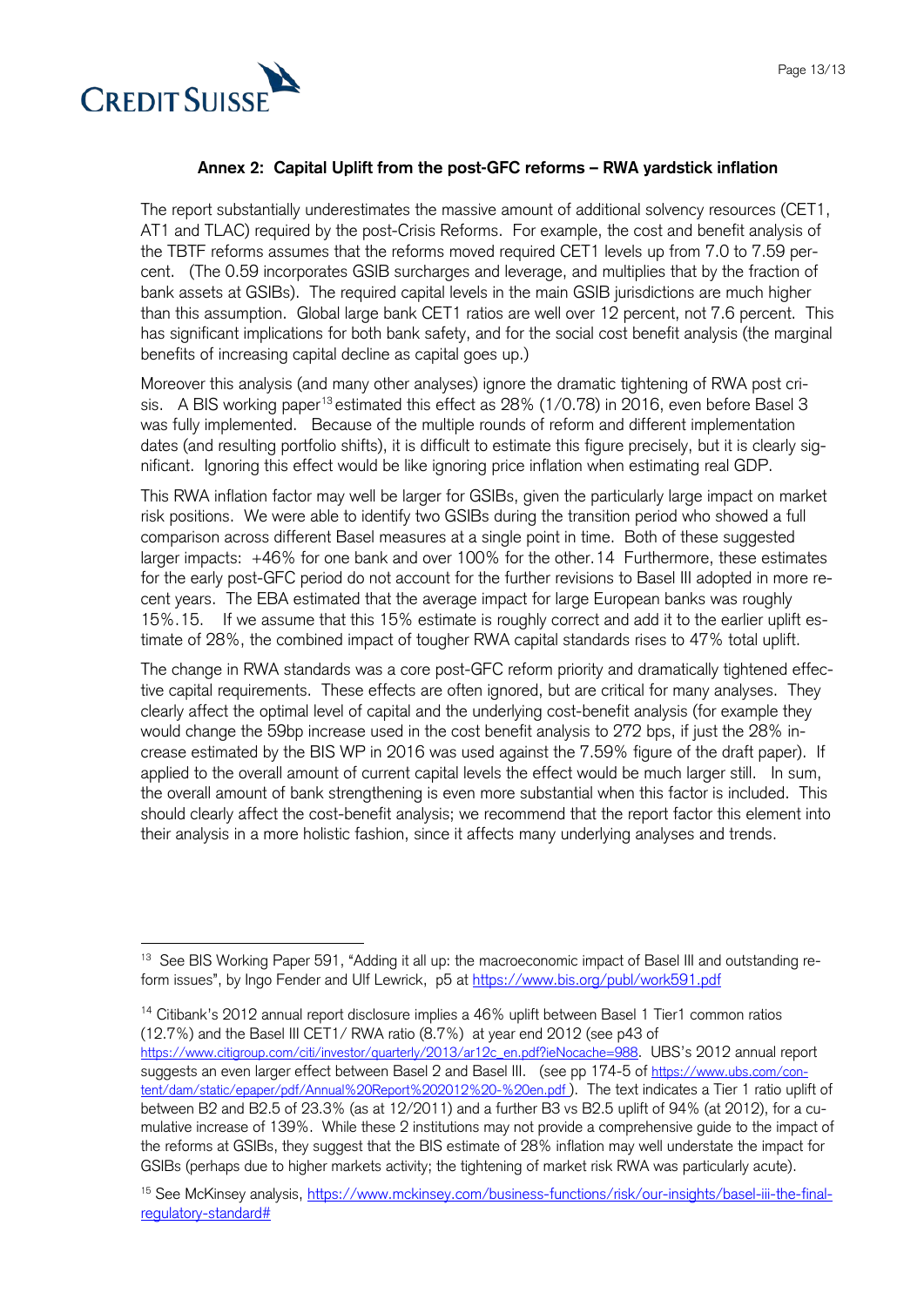## Annex 2: Capital Uplift from the post-GFC reforms – RWA yardstick inflation

The report substantially underestimates the massive amount of additional solvency resources (CET1, AT1 and TLAC) required by the post-Crisis Reforms. For example, the cost and benefit analysis of the TBTF reforms assumes that the reforms moved required CET1 levels up from 7.0 to 7.59 percent. (The 0.59 incorporates GSIB surcharges and leverage, and multiplies that by the fraction of bank assets at GSIBs). The required capital levels in the main GSIB jurisdictions are much higher than this assumption. Global large bank CET1 ratios are well over 12 percent, not 7.6 percent. This has significant implications for both bank safety, and for the social cost benefit analysis (the marginal benefits of increasing capital decline as capital goes up.)

Moreover this analysis (and many other analyses) ignore the dramatic tightening of RWA post crisis. A BIS working paper[13] estimated this effect as 28% (1/0.78) in 2016, even before Basel 3 was fully implemented. Because of the multiple rounds of reform and different implementation dates (and resulting portfolio shifts), it is difficult to estimate this figure precisely, but it is clearly significant. Ignoring this effect would be like ignoring price inflation when estimating real GDP.

This RWA inflation factor may well be larger for GSIBs, given the particularly large impact on market risk positions. We were able to identify two GSIBs during the transition period who showed a full comparison across different Basel measures at a single point in time. Both of these suggested larger impacts: +46% for one bank and over 100% for the other.14 Furthermore, these estimates for the early post-GFC period do not account for the further revisions to Basel III adopted in more recent years. The EBA estimated that the average impact for large European banks was roughly 15%.15. If we assume that this 15% estimate is roughly correct and add it to the earlier uplift estimate of 28%, the combined impact of tougher RWA capital standards rises to 47% total uplift.

The change in RWA standards was a core post-GFC reform priority and dramatically tightened effective capital requirements. These effects are often ignored, but are critical for many analyses. They clearly affect the optimal level of capital and the underlying cost-benefit analysis (for example they would change the 59bp increase used in the cost benefit analysis to 272 bps, if just the 28% increase estimated by the BIS WP in 2016 was used against the 7.59% figure of the draft paper). If applied to the overall amount of current capital levels the effect would be much larger still. In sum, the overall amount of bank strengthening is even more substantial when this factor is included. This should clearly affect the cost-benefit analysis; we recommend that the report factor this element into their analysis in a more holistic fashion, since it affects many underlying analyses and trends.

---

[13] See BIS Working Paper 591, "Adding it all up: the macroeconomic impact of Basel III and outstanding reform issues", by Ingo Fender and Ulf Lewrick, p5 at https://www.bis.org/publ/work591.pdf

[14] Citibank's 2012 annual report disclosure implies a 46% uplift between Basel 1 Tier1 common ratios (12.7%) and the Basel III CET1/ RWA ratio (8.7%) at year end 2012 (see p43 of https://www.citigroup.com/citi/investor/quarterly/2013/ar12c_en.pdf?ieNocache=988. UBS's 2012 annual report suggests an even larger effect between Basel 2 and Basel III. (see pp 174-5 of https://www.ubs.com/content/dam/static/epaper/pdf/Annual%20Report%202012%20-%20en.pdf ). The text indicates a Tier 1 ratio uplift of between B2 and B2.5 of 23.3% (as at 12/2011) and a further B3 vs B2.5 uplift of 94% (at 2012), for a cumulative increase of 139%. While these 2 institutions may not provide a comprehensive guide to the impact of the reforms at GSIBs, they suggest that the BIS estimate of 28% inflation may well understate the impact for GSIBs (perhaps due to higher markets activity; the tightening of market risk RWA was particularly acute).

[15] See McKinsey analysis, https://www.mckinsey.com/business-functions/risk/our-insights/basel-iii-the-final-regulatory-standard#